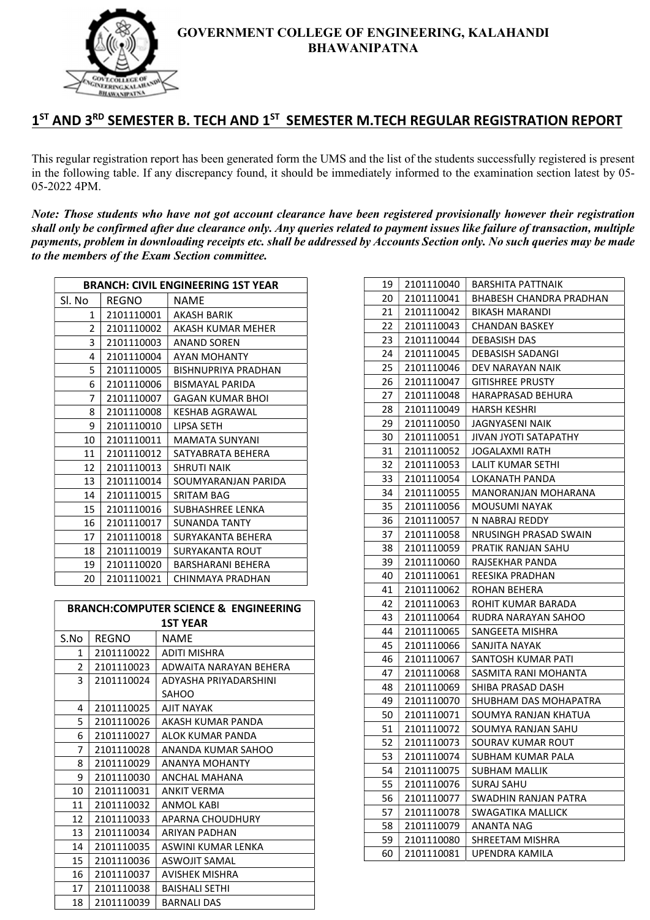# GOVERNMENT COLLEGE OF ENGINEERING, KALAHANDI BHAWANIPATNA

## 1ST AND 3RD SEMESTER B. TECH AND 1ST SEMESTER M.TECH REGULAR REGISTRATION REPORT

This regular registration report has been generated form the UMS and the list of the students successfully registered is present in the following table. If any discrepancy found, it should be immediately informed to the examination section latest by 05-05-2022 4PM.

***Note: Those students who have not got account clearance have been registered provisionally however their registration shall only be confirmed after due clearance only. Any queries related to payment issues like failure of transaction, multiple payments, problem in downloading receipts etc. shall be addressed by Accounts Section only. No such queries may be made to the members of the Exam Section committee.***

| BRANCH: CIVIL ENGINEERING 1ST YEAR | | |
|---|---|---|
| Sl. No | REGNO | NAME |
| 1 | 2101110001 | AKASH BARIK |
| 2 | 2101110002 | AKASH KUMAR MEHER |
| 3 | 2101110003 | ANAND SOREN |
| 4 | 2101110004 | AYAN MOHANTY |
| 5 | 2101110005 | BISHNUPRIYA PRADHAN |
| 6 | 2101110006 | BISMAYAL PARIDA |
| 7 | 2101110007 | GAGAN KUMAR BHOI |
| 8 | 2101110008 | KESHAB AGRAWAL |
| 9 | 2101110010 | LIPSA SETH |
| 10 | 2101110011 | MAMATA SUNYANI |
| 11 | 2101110012 | SATYABRATA BEHERA |
| 12 | 2101110013 | SHRUTI NAIK |
| 13 | 2101110014 | SOUMYARANJAN PARIDA |
| 14 | 2101110015 | SRITAM BAG |
| 15 | 2101110016 | SUBHASHREE LENKA |
| 16 | 2101110017 | SUNANDA TANTY |
| 17 | 2101110018 | SURYAKANTA BEHERA |
| 18 | 2101110019 | SURYAKANTA ROUT |
| 19 | 2101110020 | BARSHARANI BEHERA |
| 20 | 2101110021 | CHINMAYA PRADHAN |

| BRANCH:COMPUTER SCIENCE & ENGINEERING 1ST YEAR | | |
|---|---|---|
| S.No | REGNO | NAME |
| 1 | 2101110022 | ADITI MISHRA |
| 2 | 2101110023 | ADWAITA NARAYAN BEHERA |
| 3 | 2101110024 | ADYASHA PRIYADARSHINI SAHOO |
| 4 | 2101110025 | AJIT NAYAK |
| 5 | 2101110026 | AKASH KUMAR PANDA |
| 6 | 2101110027 | ALOK KUMAR PANDA |
| 7 | 2101110028 | ANANDA KUMAR SAHOO |
| 8 | 2101110029 | ANANYA MOHANTY |
| 9 | 2101110030 | ANCHAL MAHANA |
| 10 | 2101110031 | ANKIT VERMA |
| 11 | 2101110032 | ANMOL KABI |
| 12 | 2101110033 | APARNA CHOUDHURY |
| 13 | 2101110034 | ARIYAN PADHAN |
| 14 | 2101110035 | ASWINI KUMAR LENKA |
| 15 | 2101110036 | ASWOJIT SAMAL |
| 16 | 2101110037 | AVISHEK MISHRA |
| 17 | 2101110038 | BAISHALI SETHI |
| 18 | 2101110039 | BARNALI DAS |
| 19 | 2101110040 | BARSHITA PATTNAIK |
| 20 | 2101110041 | BHABESH CHANDRA PRADHAN |
| 21 | 2101110042 | BIKASH MARANDI |
| 22 | 2101110043 | CHANDAN BASKEY |
| 23 | 2101110044 | DEBASISH DAS |
| 24 | 2101110045 | DEBASISH SADANGI |
| 25 | 2101110046 | DEV NARAYAN NAIK |
| 26 | 2101110047 | GITISHREE PRUSTY |
| 27 | 2101110048 | HARAPRASAD BEHURA |
| 28 | 2101110049 | HARSH KESHRI |
| 29 | 2101110050 | JAGNYASENI NAIK |
| 30 | 2101110051 | JIVAN JYOTI SATAPATHY |
| 31 | 2101110052 | JOGALAXMI RATH |
| 32 | 2101110053 | LALIT KUMAR SETHI |
| 33 | 2101110054 | LOKANATH PANDA |
| 34 | 2101110055 | MANORANJAN MOHARANA |
| 35 | 2101110056 | MOUSUMI NAYAK |
| 36 | 2101110057 | N NABRAJ REDDY |
| 37 | 2101110058 | NRUSINGH PRASAD SWAIN |
| 38 | 2101110059 | PRATIK RANJAN SAHU |
| 39 | 2101110060 | RAJSEKHAR PANDA |
| 40 | 2101110061 | REESIKA PRADHAN |
| 41 | 2101110062 | ROHAN BEHERA |
| 42 | 2101110063 | ROHIT KUMAR BARADA |
| 43 | 2101110064 | RUDRA NARAYAN SAHOO |
| 44 | 2101110065 | SANGEETA MISHRA |
| 45 | 2101110066 | SANJITA NAYAK |
| 46 | 2101110067 | SANTOSH KUMAR PATI |
| 47 | 2101110068 | SASMITA RANI MOHANTA |
| 48 | 2101110069 | SHIBA PRASAD DASH |
| 49 | 2101110070 | SHUBHAM DAS MOHAPATRA |
| 50 | 2101110071 | SOUMYA RANJAN KHATUA |
| 51 | 2101110072 | SOUMYA RANJAN SAHU |
| 52 | 2101110073 | SOURAV KUMAR ROUT |
| 53 | 2101110074 | SUBHAM KUMAR PALA |
| 54 | 2101110075 | SUBHAM MALLIK |
| 55 | 2101110076 | SURAJ SAHU |
| 56 | 2101110077 | SWADHIN RANJAN PATRA |
| 57 | 2101110078 | SWAGATIKA MALLICK |
| 58 | 2101110079 | ANANTA NAG |
| 59 | 2101110080 | SHREETAM MISHRA |
| 60 | 2101110081 | UPENDRA KAMILA |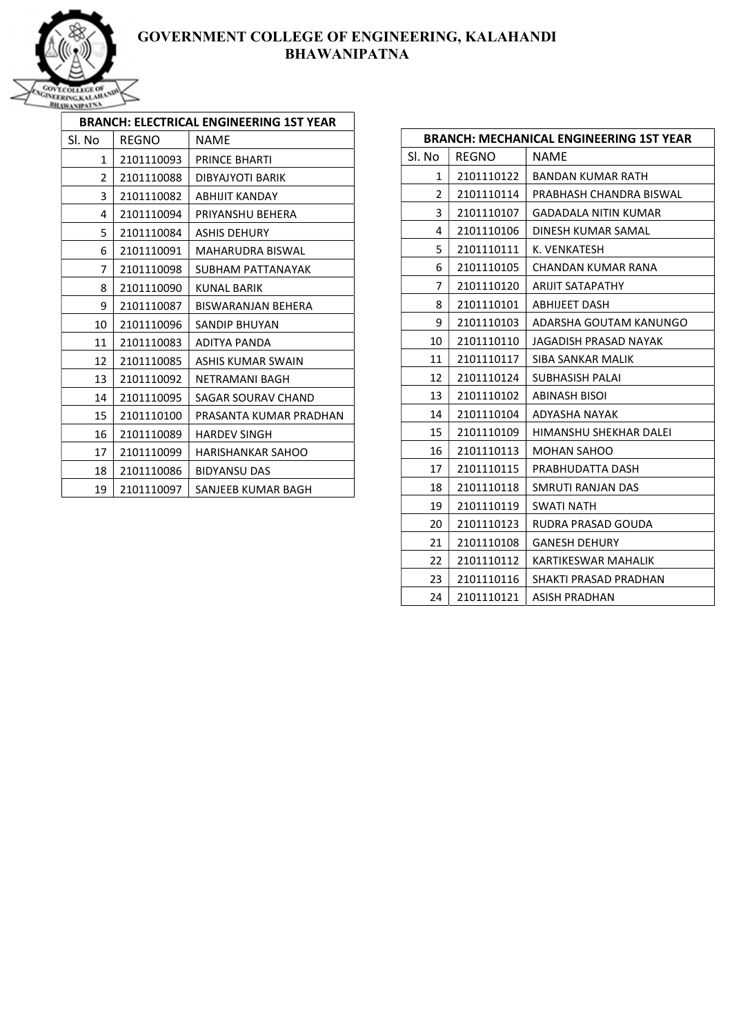# GOVERNMENT COLLEGE OF ENGINEERING, KALAHANDI
## BHAWANIPATNA

| BRANCH: ELECTRICAL ENGINEERING 1ST YEAR | | |
|---|---|---|
| Sl. No | REGNO | NAME |
| 1 | 2101110093 | PRINCE BHARTI |
| 2 | 2101110088 | DIBYAJYOTI BARIK |
| 3 | 2101110082 | ABHIJIT KANDAY |
| 4 | 2101110094 | PRIYANSHU BEHERA |
| 5 | 2101110084 | ASHIS DEHURY |
| 6 | 2101110091 | MAHARUDRA BISWAL |
| 7 | 2101110098 | SUBHAM PATTANAYAK |
| 8 | 2101110090 | KUNAL BARIK |
| 9 | 2101110087 | BISWARANJAN BEHERA |
| 10 | 2101110096 | SANDIP BHUYAN |
| 11 | 2101110083 | ADITYA PANDA |
| 12 | 2101110085 | ASHIS KUMAR SWAIN |
| 13 | 2101110092 | NETRAMANI BAGH |
| 14 | 2101110095 | SAGAR SOURAV CHAND |
| 15 | 2101110100 | PRASANTA KUMAR PRADHAN |
| 16 | 2101110089 | HARDEV SINGH |
| 17 | 2101110099 | HARISHANKAR SAHOO |
| 18 | 2101110086 | BIDYANSU DAS |
| 19 | 2101110097 | SANJEEB KUMAR BAGH |

| BRANCH: MECHANICAL ENGINEERING 1ST YEAR | | |
|---|---|---|
| Sl. No | REGNO | NAME |
| 1 | 2101110122 | BANDAN KUMAR RATH |
| 2 | 2101110114 | PRABHASH CHANDRA BISWAL |
| 3 | 2101110107 | GADADALA NITIN KUMAR |
| 4 | 2101110106 | DINESH KUMAR SAMAL |
| 5 | 2101110111 | K. VENKATESH |
| 6 | 2101110105 | CHANDAN KUMAR RANA |
| 7 | 2101110120 | ARIJIT SATAPATHY |
| 8 | 2101110101 | ABHIJEET DASH |
| 9 | 2101110103 | ADARSHA GOUTAM KANUNGO |
| 10 | 2101110110 | JAGADISH PRASAD NAYAK |
| 11 | 2101110117 | SIBA SANKAR MALIK |
| 12 | 2101110124 | SUBHASISH PALAI |
| 13 | 2101110102 | ABINASH BISOI |
| 14 | 2101110104 | ADYASHA NAYAK |
| 15 | 2101110109 | HIMANSHU SHEKHAR DALEI |
| 16 | 2101110113 | MOHAN SAHOO |
| 17 | 2101110115 | PRABHUDATTA DASH |
| 18 | 2101110118 | SMRUTI RANJAN DAS |
| 19 | 2101110119 | SWATI NATH |
| 20 | 2101110123 | RUDRA PRASAD GOUDA |
| 21 | 2101110108 | GANESH DEHURY |
| 22 | 2101110112 | KARTIKESWAR MAHALIK |
| 23 | 2101110116 | SHAKTI PRASAD PRADHAN |
| 24 | 2101110121 | ASISH PRADHAN |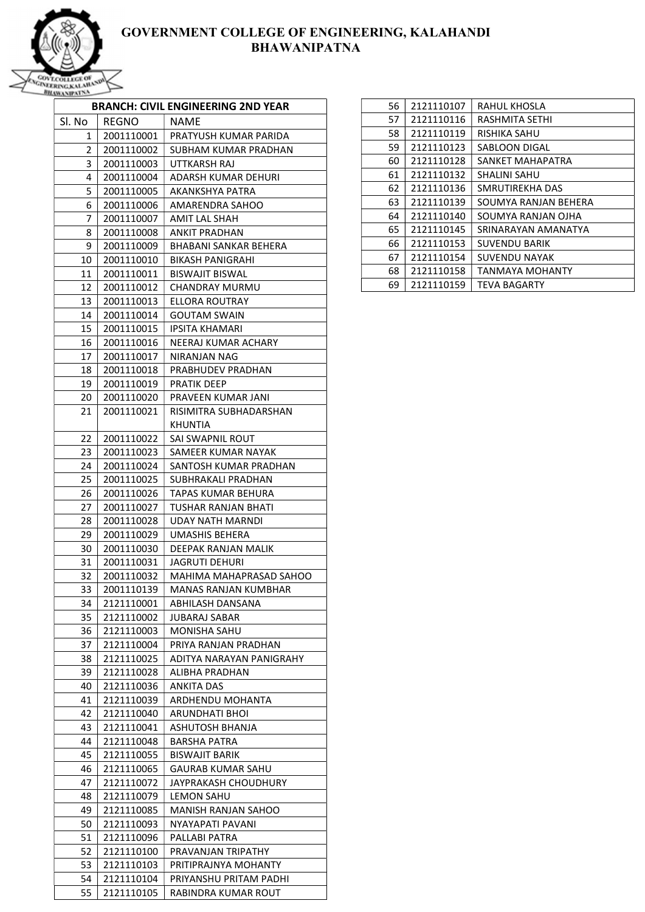# GOVERNMENT COLLEGE OF ENGINEERING, KALAHANDI
## BHAWANIPATNA

| BRANCH: CIVIL ENGINEERING 2ND YEAR | | |
|---|---|---|
| Sl. No | REGNO | NAME |
| 1 | 2001110001 | PRATYUSH KUMAR PARIDA |
| 2 | 2001110002 | SUBHAM KUMAR PRADHAN |
| 3 | 2001110003 | UTTKARSH RAJ |
| 4 | 2001110004 | ADARSH KUMAR DEHURI |
| 5 | 2001110005 | AKANKSHYA PATRA |
| 6 | 2001110006 | AMARENDRA SAHOO |
| 7 | 2001110007 | AMIT LAL SHAH |
| 8 | 2001110008 | ANKIT PRADHAN |
| 9 | 2001110009 | BHABANI SANKAR BEHERA |
| 10 | 2001110010 | BIKASH PANIGRAHI |
| 11 | 2001110011 | BISWAJIT BISWAL |
| 12 | 2001110012 | CHANDRAY MURMU |
| 13 | 2001110013 | ELLORA ROUTRAY |
| 14 | 2001110014 | GOUTAM SWAIN |
| 15 | 2001110015 | IPSITA KHAMARI |
| 16 | 2001110016 | NEERAJ KUMAR ACHARY |
| 17 | 2001110017 | NIRANJAN NAG |
| 18 | 2001110018 | PRABHUDEV PRADHAN |
| 19 | 2001110019 | PRATIK DEEP |
| 20 | 2001110020 | PRAVEEN KUMAR JANI |
| 21 | 2001110021 | RISIMITRA SUBHADARSHAN KHUNTIA |
| 22 | 2001110022 | SAI SWAPNIL ROUT |
| 23 | 2001110023 | SAMEER KUMAR NAYAK |
| 24 | 2001110024 | SANTOSH KUMAR PRADHAN |
| 25 | 2001110025 | SUBHRAKALI PRADHAN |
| 26 | 2001110026 | TAPAS KUMAR BEHURA |
| 27 | 2001110027 | TUSHAR RANJAN BHATI |
| 28 | 2001110028 | UDAY NATH MARNDI |
| 29 | 2001110029 | UMASHIS BEHERA |
| 30 | 2001110030 | DEEPAK RANJAN MALIK |
| 31 | 2001110031 | JAGRUTI DEHURI |
| 32 | 2001110032 | MAHIMA MAHAPRASAD SAHOO |
| 33 | 2001110139 | MANAS RANJAN KUMBHAR |
| 34 | 2121110001 | ABHILASH DANSANA |
| 35 | 2121110002 | JUBARAJ SABAR |
| 36 | 2121110003 | MONISHA SAHU |
| 37 | 2121110004 | PRIYA RANJAN PRADHAN |
| 38 | 2121110025 | ADITYA NARAYAN PANIGRAHY |
| 39 | 2121110028 | ALIBHA PRADHAN |
| 40 | 2121110036 | ANKITA DAS |
| 41 | 2121110039 | ARDHENDU MOHANTA |
| 42 | 2121110040 | ARUNDHATI BHOI |
| 43 | 2121110041 | ASHUTOSH BHANJA |
| 44 | 2121110048 | BARSHA PATRA |
| 45 | 2121110055 | BISWAJIT BARIK |
| 46 | 2121110065 | GAURAB KUMAR SAHU |
| 47 | 2121110072 | JAYPRAKASH CHOUDHURY |
| 48 | 2121110079 | LEMON SAHU |
| 49 | 2121110085 | MANISH RANJAN SAHOO |
| 50 | 2121110093 | NYAYAPATI PAVANI |
| 51 | 2121110096 | PALLABI PATRA |
| 52 | 2121110100 | PRAVANJAN TRIPATHY |
| 53 | 2121110103 | PRITIPRAJNYA MOHANTY |
| 54 | 2121110104 | PRIYANSHU PRITAM PADHI |
| 55 | 2121110105 | RABINDRA KUMAR ROUT |
| 56 | 2121110107 | RAHUL KHOSLA |
| 57 | 2121110116 | RASHMITA SETHI |
| 58 | 2121110119 | RISHIKA SAHU |
| 59 | 2121110123 | SABLOON DIGAL |
| 60 | 2121110128 | SANKET MAHAPATRA |
| 61 | 2121110132 | SHALINI SAHU |
| 62 | 2121110136 | SMRUTIREKHA DAS |
| 63 | 2121110139 | SOUMYA RANJAN BEHERA |
| 64 | 2121110140 | SOUMYA RANJAN OJHA |
| 65 | 2121110145 | SRINARAYAN AMANATYA |
| 66 | 2121110153 | SUVENDU BARIK |
| 67 | 2121110154 | SUVENDU NAYAK |
| 68 | 2121110158 | TANMAYA MOHANTY |
| 69 | 2121110159 | TEVA BAGARTY |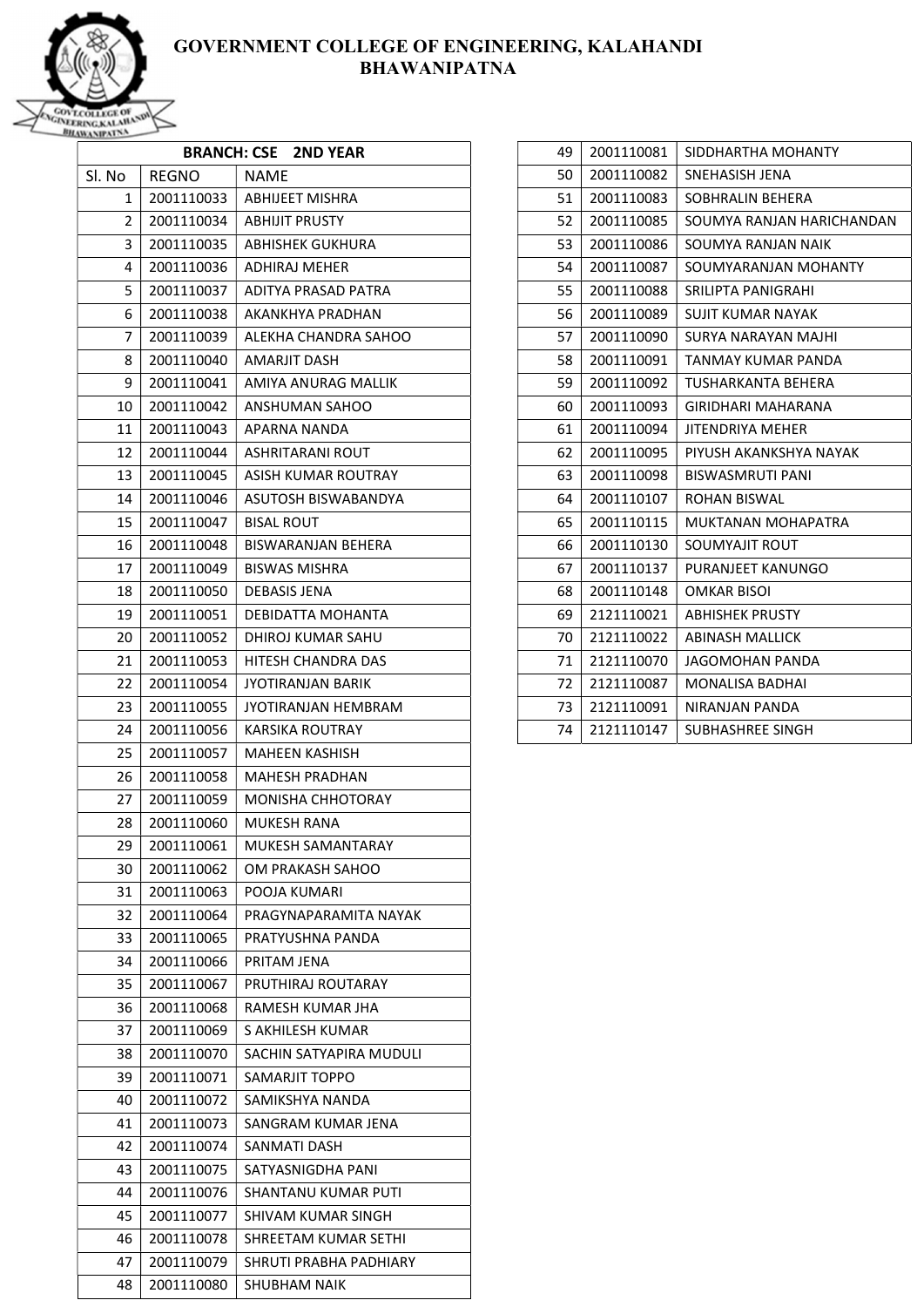# GOVERNMENT COLLEGE OF ENGINEERING, KALAHANDI
## BHAWANIPATNA

| BRANCH: CSE 2ND YEAR | | |
|---|---|---|
| Sl. No | REGNO | NAME |
| 1 | 2001110033 | ABHIJEET MISHRA |
| 2 | 2001110034 | ABHIJIT PRUSTY |
| 3 | 2001110035 | ABHISHEK GUKHURA |
| 4 | 2001110036 | ADHIRAJ MEHER |
| 5 | 2001110037 | ADITYA PRASAD PATRA |
| 6 | 2001110038 | AKANKHYA PRADHAN |
| 7 | 2001110039 | ALEKHA CHANDRA SAHOO |
| 8 | 2001110040 | AMARJIT DASH |
| 9 | 2001110041 | AMIYA ANURAG MALLIK |
| 10 | 2001110042 | ANSHUMAN SAHOO |
| 11 | 2001110043 | APARNA NANDA |
| 12 | 2001110044 | ASHRITARANI ROUT |
| 13 | 2001110045 | ASISH KUMAR ROUTRAY |
| 14 | 2001110046 | ASUTOSH BISWABANDYA |
| 15 | 2001110047 | BISAL ROUT |
| 16 | 2001110048 | BISWARANJAN BEHERA |
| 17 | 2001110049 | BISWAS MISHRA |
| 18 | 2001110050 | DEBASIS JENA |
| 19 | 2001110051 | DEBIDATTA MOHANTA |
| 20 | 2001110052 | DHIROJ KUMAR SAHU |
| 21 | 2001110053 | HITESH CHANDRA DAS |
| 22 | 2001110054 | JYOTIRANJAN BARIK |
| 23 | 2001110055 | JYOTIRANJAN HEMBRAM |
| 24 | 2001110056 | KARSIKA ROUTRAY |
| 25 | 2001110057 | MAHEEN KASHISH |
| 26 | 2001110058 | MAHESH PRADHAN |
| 27 | 2001110059 | MONISHA CHHOTORAY |
| 28 | 2001110060 | MUKESH RANA |
| 29 | 2001110061 | MUKESH SAMANTARAY |
| 30 | 2001110062 | OM PRAKASH SAHOO |
| 31 | 2001110063 | POOJA KUMARI |
| 32 | 2001110064 | PRAGYNAPARAMITA NAYAK |
| 33 | 2001110065 | PRATYUSHNA PANDA |
| 34 | 2001110066 | PRITAM JENA |
| 35 | 2001110067 | PRUTHIRAJ ROUTARAY |
| 36 | 2001110068 | RAMESH KUMAR JHA |
| 37 | 2001110069 | S AKHILESH KUMAR |
| 38 | 2001110070 | SACHIN SATYAPIRA MUDULI |
| 39 | 2001110071 | SAMARJIT TOPPO |
| 40 | 2001110072 | SAMIKSHYA NANDA |
| 41 | 2001110073 | SANGRAM KUMAR JENA |
| 42 | 2001110074 | SANMATI DASH |
| 43 | 2001110075 | SATYASNIGDHA PANI |
| 44 | 2001110076 | SHANTANU KUMAR PUTI |
| 45 | 2001110077 | SHIVAM KUMAR SINGH |
| 46 | 2001110078 | SHREETAM KUMAR SETHI |
| 47 | 2001110079 | SHRUTI PRABHA PADHIARY |
| 48 | 2001110080 | SHUBHAM NAIK |
| 49 | 2001110081 | SIDDHARTHA MOHANTY |
| 50 | 2001110082 | SNEHASISH JENA |
| 51 | 2001110083 | SOBHRALIN BEHERA |
| 52 | 2001110085 | SOUMYA RANJAN HARICHANDAN |
| 53 | 2001110086 | SOUMYA RANJAN NAIK |
| 54 | 2001110087 | SOUMYARANJAN MOHANTY |
| 55 | 2001110088 | SRILIPTA PANIGRAHI |
| 56 | 2001110089 | SUJIT KUMAR NAYAK |
| 57 | 2001110090 | SURYA NARAYAN MAJHI |
| 58 | 2001110091 | TANMAY KUMAR PANDA |
| 59 | 2001110092 | TUSHARKANTA BEHERA |
| 60 | 2001110093 | GIRIDHARI MAHARANA |
| 61 | 2001110094 | JITENDRIYA MEHER |
| 62 | 2001110095 | PIYUSH AKANKSHYA NAYAK |
| 63 | 2001110098 | BISWASMRUTI PANI |
| 64 | 2001110107 | ROHAN BISWAL |
| 65 | 2001110115 | MUKTANAN MOHAPATRA |
| 66 | 2001110130 | SOUMYAJIT ROUT |
| 67 | 2001110137 | PURANJEET KANUNGO |
| 68 | 2001110148 | OMKAR BISOI |
| 69 | 2121110021 | ABHISHEK PRUSTY |
| 70 | 2121110022 | ABINASH MALLICK |
| 71 | 2121110070 | JAGOMOHAN PANDA |
| 72 | 2121110087 | MONALISA BADHAI |
| 73 | 2121110091 | NIRANJAN PANDA |
| 74 | 2121110147 | SUBHASHREE SINGH |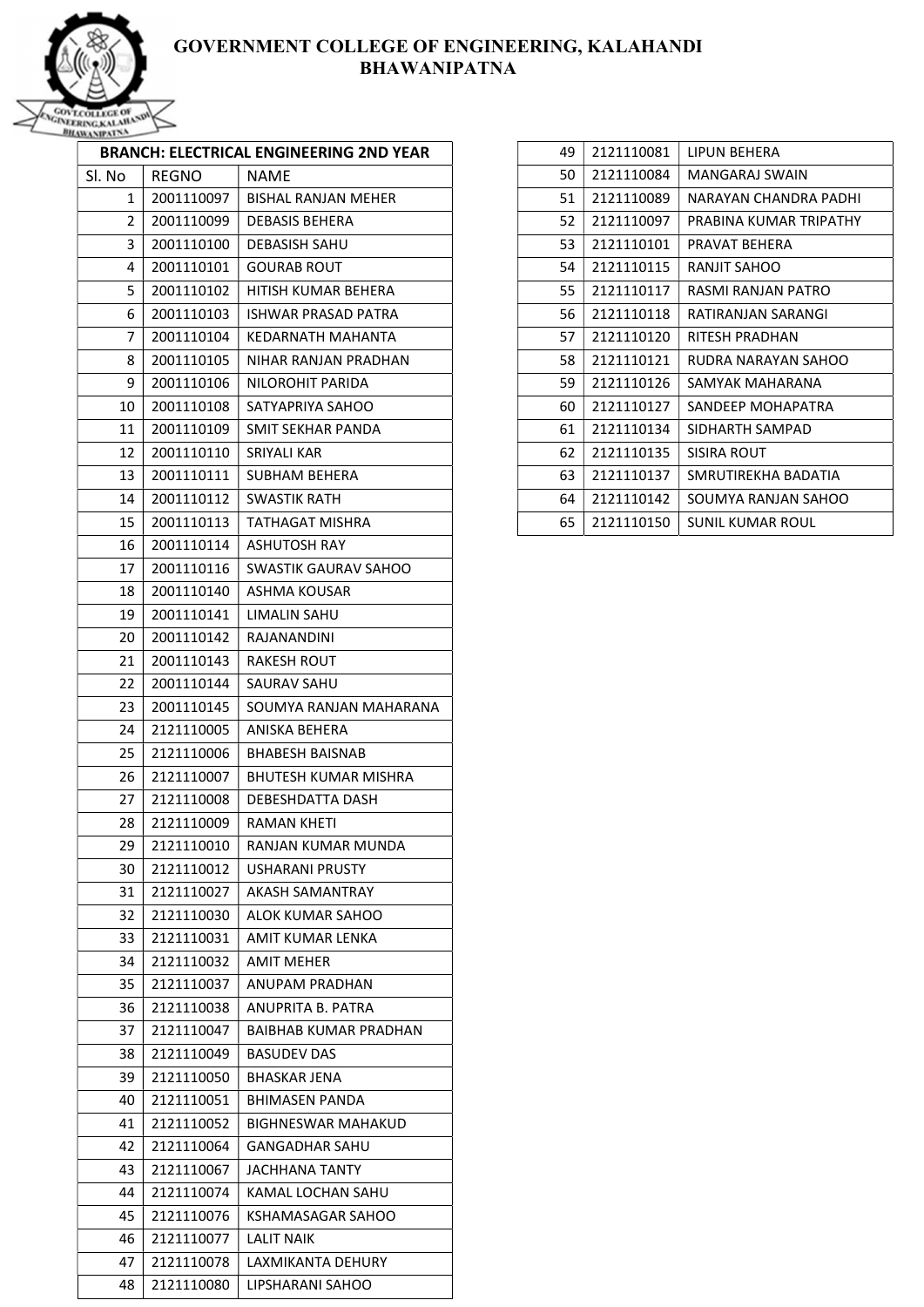# GOVERNMENT COLLEGE OF ENGINEERING, KALAHANDI
## BHAWANIPATNA

| BRANCH: ELECTRICAL ENGINEERING 2ND YEAR | | |
|---|---|---|
| Sl. No | REGNO | NAME |
| 1 | 2001110097 | BISHAL RANJAN MEHER |
| 2 | 2001110099 | DEBASIS BEHERA |
| 3 | 2001110100 | DEBASISH SAHU |
| 4 | 2001110101 | GOURAB ROUT |
| 5 | 2001110102 | HITISH KUMAR BEHERA |
| 6 | 2001110103 | ISHWAR PRASAD PATRA |
| 7 | 2001110104 | KEDARNATH MAHANTA |
| 8 | 2001110105 | NIHAR RANJAN PRADHAN |
| 9 | 2001110106 | NILOROHIT PARIDA |
| 10 | 2001110108 | SATYAPRIYA SAHOO |
| 11 | 2001110109 | SMIT SEKHAR PANDA |
| 12 | 2001110110 | SRIYALI KAR |
| 13 | 2001110111 | SUBHAM BEHERA |
| 14 | 2001110112 | SWASTIK RATH |
| 15 | 2001110113 | TATHAGAT MISHRA |
| 16 | 2001110114 | ASHUTOSH RAY |
| 17 | 2001110116 | SWASTIK GAURAV SAHOO |
| 18 | 2001110140 | ASHMA KOUSAR |
| 19 | 2001110141 | LIMALIN SAHU |
| 20 | 2001110142 | RAJANANDINI |
| 21 | 2001110143 | RAKESH ROUT |
| 22 | 2001110144 | SAURAV SAHU |
| 23 | 2001110145 | SOUMYA RANJAN MAHARANA |
| 24 | 2121110005 | ANISKA BEHERA |
| 25 | 2121110006 | BHABESH BAISNAB |
| 26 | 2121110007 | BHUTESH KUMAR MISHRA |
| 27 | 2121110008 | DEBESHDATTA DASH |
| 28 | 2121110009 | RAMAN KHETI |
| 29 | 2121110010 | RANJAN KUMAR MUNDA |
| 30 | 2121110012 | USHARANI PRUSTY |
| 31 | 2121110027 | AKASH SAMANTRAY |
| 32 | 2121110030 | ALOK KUMAR SAHOO |
| 33 | 2121110031 | AMIT KUMAR LENKA |
| 34 | 2121110032 | AMIT MEHER |
| 35 | 2121110037 | ANUPAM PRADHAN |
| 36 | 2121110038 | ANUPRITA B. PATRA |
| 37 | 2121110047 | BAIBHAB KUMAR PRADHAN |
| 38 | 2121110049 | BASUDEV DAS |
| 39 | 2121110050 | BHASKAR JENA |
| 40 | 2121110051 | BHIMASEN PANDA |
| 41 | 2121110052 | BIGHNESWAR MAHAKUD |
| 42 | 2121110064 | GANGADHAR SAHU |
| 43 | 2121110067 | JACHHANA TANTY |
| 44 | 2121110074 | KAMAL LOCHAN SAHU |
| 45 | 2121110076 | KSHAMASAGAR SAHOO |
| 46 | 2121110077 | LALIT NAIK |
| 47 | 2121110078 | LAXMIKANTA DEHURY |
| 48 | 2121110080 | LIPSHARANI SAHOO |
| 49 | 2121110081 | LIPUN BEHERA |
| 50 | 2121110084 | MANGARAJ SWAIN |
| 51 | 2121110089 | NARAYAN CHANDRA PADHI |
| 52 | 2121110097 | PRABINA KUMAR TRIPATHY |
| 53 | 2121110101 | PRAVAT BEHERA |
| 54 | 2121110115 | RANJIT SAHOO |
| 55 | 2121110117 | RASMI RANJAN PATRO |
| 56 | 2121110118 | RATIRANJAN SARANGI |
| 57 | 2121110120 | RITESH PRADHAN |
| 58 | 2121110121 | RUDRA NARAYAN SAHOO |
| 59 | 2121110126 | SAMYAK MAHARANA |
| 60 | 2121110127 | SANDEEP MOHAPATRA |
| 61 | 2121110134 | SIDHARTH SAMPAD |
| 62 | 2121110135 | SISIRA ROUT |
| 63 | 2121110137 | SMRUTIREKHA BADATIA |
| 64 | 2121110142 | SOUMYA RANJAN SAHOO |
| 65 | 2121110150 | SUNIL KUMAR ROUL |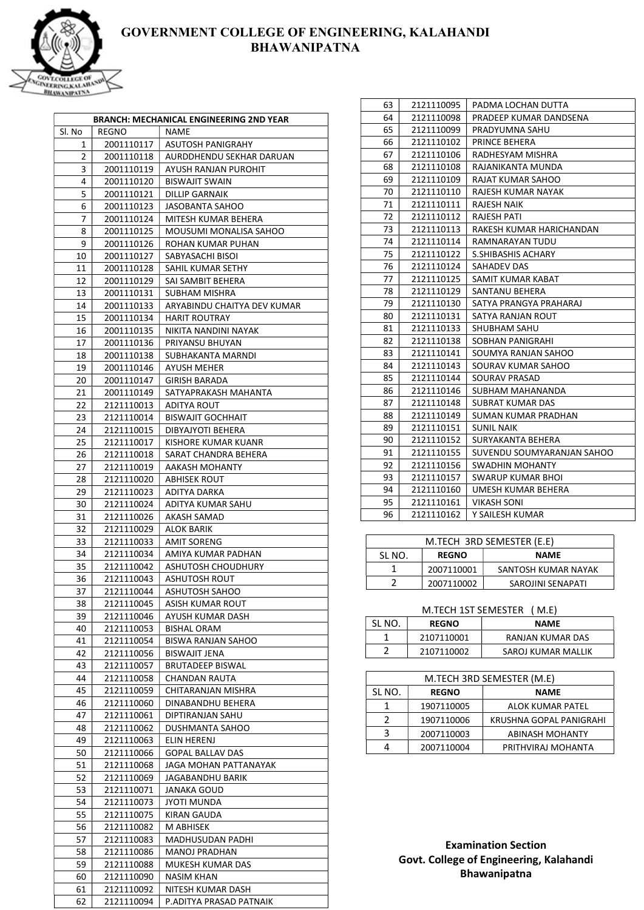# GOVERNMENT COLLEGE OF ENGINEERING, KALAHANDI BHAWANIPATNA

| BRANCH: MECHANICAL ENGINEERING 2ND YEAR | | |
|---|---|---|
| Sl. No | REGNO | NAME |
| 1 | 2001110117 | ASUTOSH PANIGRAHY |
| 2 | 2001110118 | AURDDHENDU SEKHAR DARUAN |
| 3 | 2001110119 | AYUSH RANJAN PUROHIT |
| 4 | 2001110120 | BISWAJIT SWAIN |
| 5 | 2001110121 | DILLIP GARNAIK |
| 6 | 2001110123 | JASOBANTA SAHOO |
| 7 | 2001110124 | MITESH KUMAR BEHERA |
| 8 | 2001110125 | MOUSUMI MONALISA SAHOO |
| 9 | 2001110126 | ROHAN KUMAR PUHAN |
| 10 | 2001110127 | SABYASACHI BISOI |
| 11 | 2001110128 | SAHIL KUMAR SETHY |
| 12 | 2001110129 | SAI SAMBIT BEHERA |
| 13 | 2001110131 | SUBHAM MISHRA |
| 14 | 2001110133 | ARYABINDU CHAITYA DEV KUMAR |
| 15 | 2001110134 | HARIT ROUTRAY |
| 16 | 2001110135 | NIKITA NANDINI NAYAK |
| 17 | 2001110136 | PRIYANSU BHUYAN |
| 18 | 2001110138 | SUBHAKANTA MARNDI |
| 19 | 2001110146 | AYUSH MEHER |
| 20 | 2001110147 | GIRISH BARADA |
| 21 | 2001110149 | SATYAPRAKASH MAHANTA |
| 22 | 2121110013 | ADITYA ROUT |
| 23 | 2121110014 | BISWAJIT GOCHHAIT |
| 24 | 2121110015 | DIBYAJYOTI BEHERA |
| 25 | 2121110017 | KISHORE KUMAR KUANR |
| 26 | 2121110018 | SARAT CHANDRA BEHERA |
| 27 | 2121110019 | AAKASH MOHANTY |
| 28 | 2121110020 | ABHISEK ROUT |
| 29 | 2121110023 | ADITYA DARKA |
| 30 | 2121110024 | ADITYA KUMAR SAHU |
| 31 | 2121110026 | AKASH SAMAD |
| 32 | 2121110029 | ALOK BARIK |
| 33 | 2121110033 | AMIT SORENG |
| 34 | 2121110034 | AMIYA KUMAR PADHAN |
| 35 | 2121110042 | ASHUTOSH CHOUDHURY |
| 36 | 2121110043 | ASHUTOSH ROUT |
| 37 | 2121110044 | ASHUTOSH SAHOO |
| 38 | 2121110045 | ASISH KUMAR ROUT |
| 39 | 2121110046 | AYUSH KUMAR DASH |
| 40 | 2121110053 | BISHAL ORAM |
| 41 | 2121110054 | BISWA RANJAN SAHOO |
| 42 | 2121110056 | BISWAJIT JENA |
| 43 | 2121110057 | BRUTADEEP BISWAL |
| 44 | 2121110058 | CHANDAN RAUTA |
| 45 | 2121110059 | CHITARANJAN MISHRA |
| 46 | 2121110060 | DINABANDHU BEHERA |
| 47 | 2121110061 | DIPTIRANJAN SAHU |
| 48 | 2121110062 | DUSHMANTA SAHOO |
| 49 | 2121110063 | ELIN HERENJ |
| 50 | 2121110066 | GOPAL BALLAV DAS |
| 51 | 2121110068 | JAGA MOHAN PATTANAYAK |
| 52 | 2121110069 | JAGABANDHU BARIK |
| 53 | 2121110071 | JANAKA GOUD |
| 54 | 2121110073 | JYOTI MUNDA |
| 55 | 2121110075 | KIRAN GAUDA |
| 56 | 2121110082 | M ABHISEK |
| 57 | 2121110083 | MADHUSUDAN PADHI |
| 58 | 2121110086 | MANOJ PRADHAN |
| 59 | 2121110088 | MUKESH KUMAR DAS |
| 60 | 2121110090 | NASIM KHAN |
| 61 | 2121110092 | NITESH KUMAR DASH |
| 62 | 2121110094 | P.ADITYA PRASAD PATNAIK |
| 63 | 2121110095 | PADMA LOCHAN DUTTA |
| 64 | 2121110098 | PRADEEP KUMAR DANDSENA |
| 65 | 2121110099 | PRADYUMNA SAHU |
| 66 | 2121110102 | PRINCE BEHERA |
| 67 | 2121110106 | RADHESYAM MISHRA |
| 68 | 2121110108 | RAJANIKANTA MUNDA |
| 69 | 2121110109 | RAJAT KUMAR SAHOO |
| 70 | 2121110110 | RAJESH KUMAR NAYAK |
| 71 | 2121110111 | RAJESH NAIK |
| 72 | 2121110112 | RAJESH PATI |
| 73 | 2121110113 | RAKESH KUMAR HARICHANDAN |
| 74 | 2121110114 | RAMNARAYAN TUDU |
| 75 | 2121110122 | S.SHIBASHIS ACHARY |
| 76 | 2121110124 | SAHADEV DAS |
| 77 | 2121110125 | SAMIT KUMAR KABAT |
| 78 | 2121110129 | SANTANU BEHERA |
| 79 | 2121110130 | SATYA PRANGYA PRAHARAJ |
| 80 | 2121110131 | SATYA RANJAN ROUT |
| 81 | 2121110133 | SHUBHAM SAHU |
| 82 | 2121110138 | SOBHAN PANIGRAHI |
| 83 | 2121110141 | SOUMYA RANJAN SAHOO |
| 84 | 2121110143 | SOURAV KUMAR SAHOO |
| 85 | 2121110144 | SOURAV PRASAD |
| 86 | 2121110146 | SUBHAM MAHANANDA |
| 87 | 2121110148 | SUBRAT KUMAR DAS |
| 88 | 2121110149 | SUMAN KUMAR PRADHAN |
| 89 | 2121110151 | SUNIL NAIK |
| 90 | 2121110152 | SURYAKANTA BEHERA |
| 91 | 2121110155 | SUVENDU SOUMYARANJAN SAHOO |
| 92 | 2121110156 | SWADHIN MOHANTY |
| 93 | 2121110157 | SWARUP KUMAR BHOI |
| 94 | 2121110160 | UMESH KUMAR BEHERA |
| 95 | 2121110161 | VIKASH SONI |
| 96 | 2121110162 | Y SAILESH KUMAR |

| M.TECH 3RD SEMESTER (E.E) | | |
|---|---|---|
| SL NO. | REGNO | NAME |
| 1 | 2007110001 | SANTOSH KUMAR NAYAK |
| 2 | 2007110002 | SAROJINI SENAPATI |

| M.TECH 1ST SEMESTER ( M.E) | | |
|---|---|---|
| SL NO. | REGNO | NAME |
| 1 | 2107110001 | RANJAN KUMAR DAS |
| 2 | 2107110002 | SAROJ KUMAR MALLIK |

| M.TECH 3RD SEMESTER (M.E) | | |
|---|---|---|
| SL NO. | REGNO | NAME |
| 1 | 1907110005 | ALOK KUMAR PATEL |
| 2 | 1907110006 | KRUSHNA GOPAL PANIGRAHI |
| 3 | 2007110003 | ABINASH MOHANTY |
| 4 | 2007110004 | PRITHVIRAJ MOHANTA |

**Examination Section**
**Govt. College of Engineering, Kalahandi**
**Bhawanipatna**